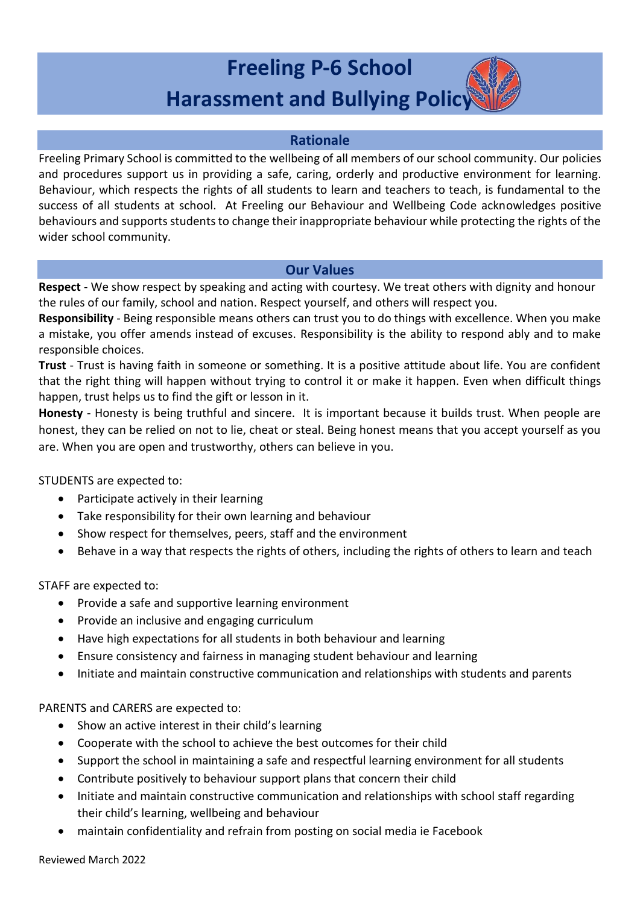# Freeling P-6 School
# Harassment and Bullying Policy

## Rationale

Freeling Primary School is committed to the wellbeing of all members of our school community. Our policies and procedures support us in providing a safe, caring, orderly and productive environment for learning. Behaviour, which respects the rights of all students to learn and teachers to teach, is fundamental to the success of all students at school. At Freeling our Behaviour and Wellbeing Code acknowledges positive behaviours and supports students to change their inappropriate behaviour while protecting the rights of the wider school community.

## Our Values

**Respect** - We show respect by speaking and acting with courtesy. We treat others with dignity and honour the rules of our family, school and nation. Respect yourself, and others will respect you.

**Responsibility** - Being responsible means others can trust you to do things with excellence. When you make a mistake, you offer amends instead of excuses. Responsibility is the ability to respond ably and to make responsible choices.

**Trust** - Trust is having faith in someone or something. It is a positive attitude about life. You are confident that the right thing will happen without trying to control it or make it happen. Even when difficult things happen, trust helps us to find the gift or lesson in it.

**Honesty** - Honesty is being truthful and sincere. It is important because it builds trust. When people are honest, they can be relied on not to lie, cheat or steal. Being honest means that you accept yourself as you are. When you are open and trustworthy, others can believe in you.

STUDENTS are expected to:

- Participate actively in their learning
- Take responsibility for their own learning and behaviour
- Show respect for themselves, peers, staff and the environment
- Behave in a way that respects the rights of others, including the rights of others to learn and teach

STAFF are expected to:

- Provide a safe and supportive learning environment
- Provide an inclusive and engaging curriculum
- Have high expectations for all students in both behaviour and learning
- Ensure consistency and fairness in managing student behaviour and learning
- Initiate and maintain constructive communication and relationships with students and parents

PARENTS and CARERS are expected to:

- Show an active interest in their child's learning
- Cooperate with the school to achieve the best outcomes for their child
- Support the school in maintaining a safe and respectful learning environment for all students
- Contribute positively to behaviour support plans that concern their child
- Initiate and maintain constructive communication and relationships with school staff regarding their child's learning, wellbeing and behaviour
- maintain confidentiality and refrain from posting on social media ie Facebook

Reviewed March 2022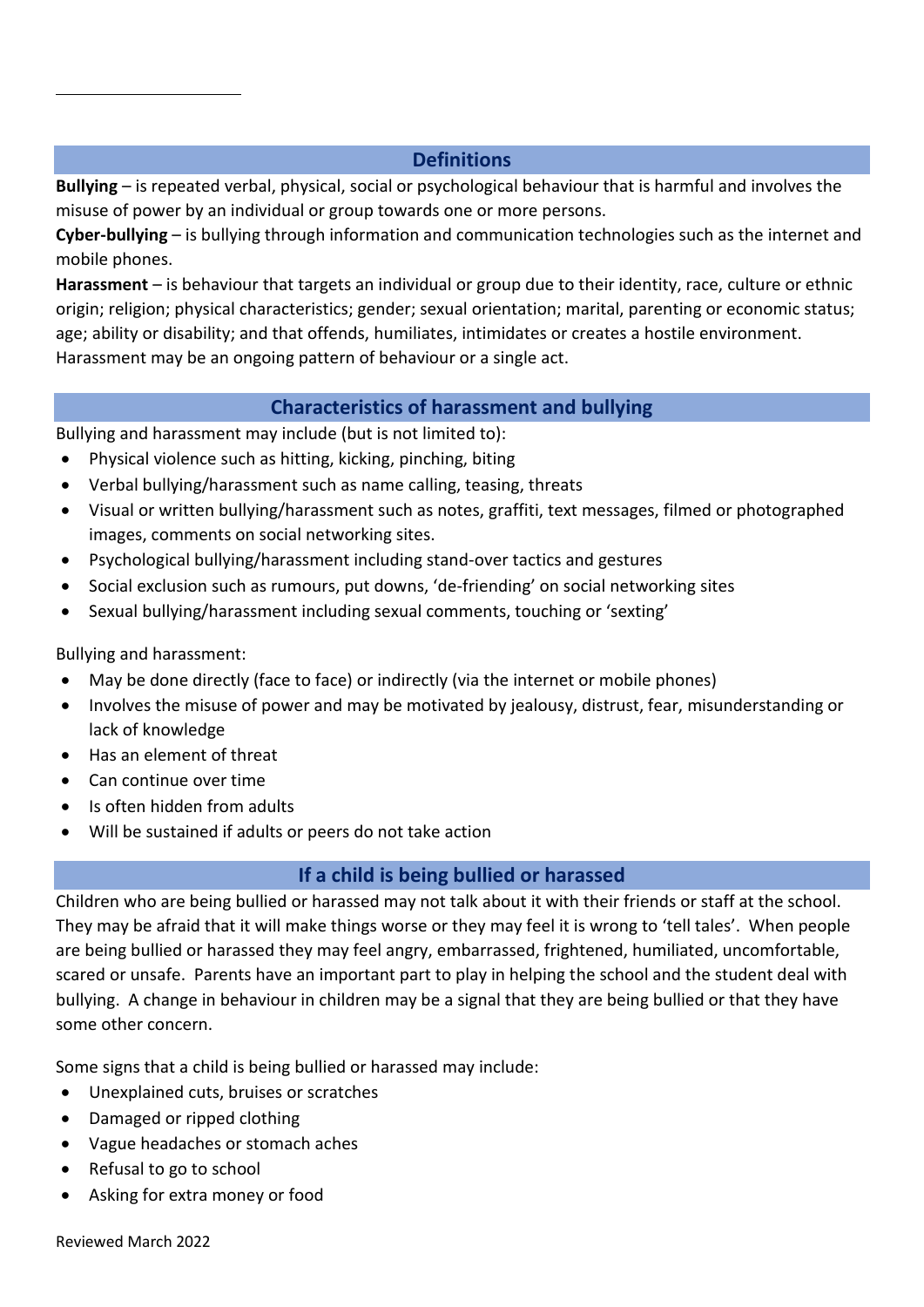## Definitions

**Bullying** – is repeated verbal, physical, social or psychological behaviour that is harmful and involves the misuse of power by an individual or group towards one or more persons.

**Cyber-bullying** – is bullying through information and communication technologies such as the internet and mobile phones.

**Harassment** – is behaviour that targets an individual or group due to their identity, race, culture or ethnic origin; religion; physical characteristics; gender; sexual orientation; marital, parenting or economic status; age; ability or disability; and that offends, humiliates, intimidates or creates a hostile environment. Harassment may be an ongoing pattern of behaviour or a single act.

## Characteristics of harassment and bullying

Bullying and harassment may include (but is not limited to):

- Physical violence such as hitting, kicking, pinching, biting
- Verbal bullying/harassment such as name calling, teasing, threats
- Visual or written bullying/harassment such as notes, graffiti, text messages, filmed or photographed images, comments on social networking sites.
- Psychological bullying/harassment including stand-over tactics and gestures
- Social exclusion such as rumours, put downs, 'de-friending' on social networking sites
- Sexual bullying/harassment including sexual comments, touching or 'sexting'

Bullying and harassment:

- May be done directly (face to face) or indirectly (via the internet or mobile phones)
- Involves the misuse of power and may be motivated by jealousy, distrust, fear, misunderstanding or lack of knowledge
- Has an element of threat
- Can continue over time
- Is often hidden from adults
- Will be sustained if adults or peers do not take action

## If a child is being bullied or harassed

Children who are being bullied or harassed may not talk about it with their friends or staff at the school. They may be afraid that it will make things worse or they may feel it is wrong to 'tell tales'. When people are being bullied or harassed they may feel angry, embarrassed, frightened, humiliated, uncomfortable, scared or unsafe. Parents have an important part to play in helping the school and the student deal with bullying. A change in behaviour in children may be a signal that they are being bullied or that they have some other concern.

Some signs that a child is being bullied or harassed may include:

- Unexplained cuts, bruises or scratches
- Damaged or ripped clothing
- Vague headaches or stomach aches
- Refusal to go to school
- Asking for extra money or food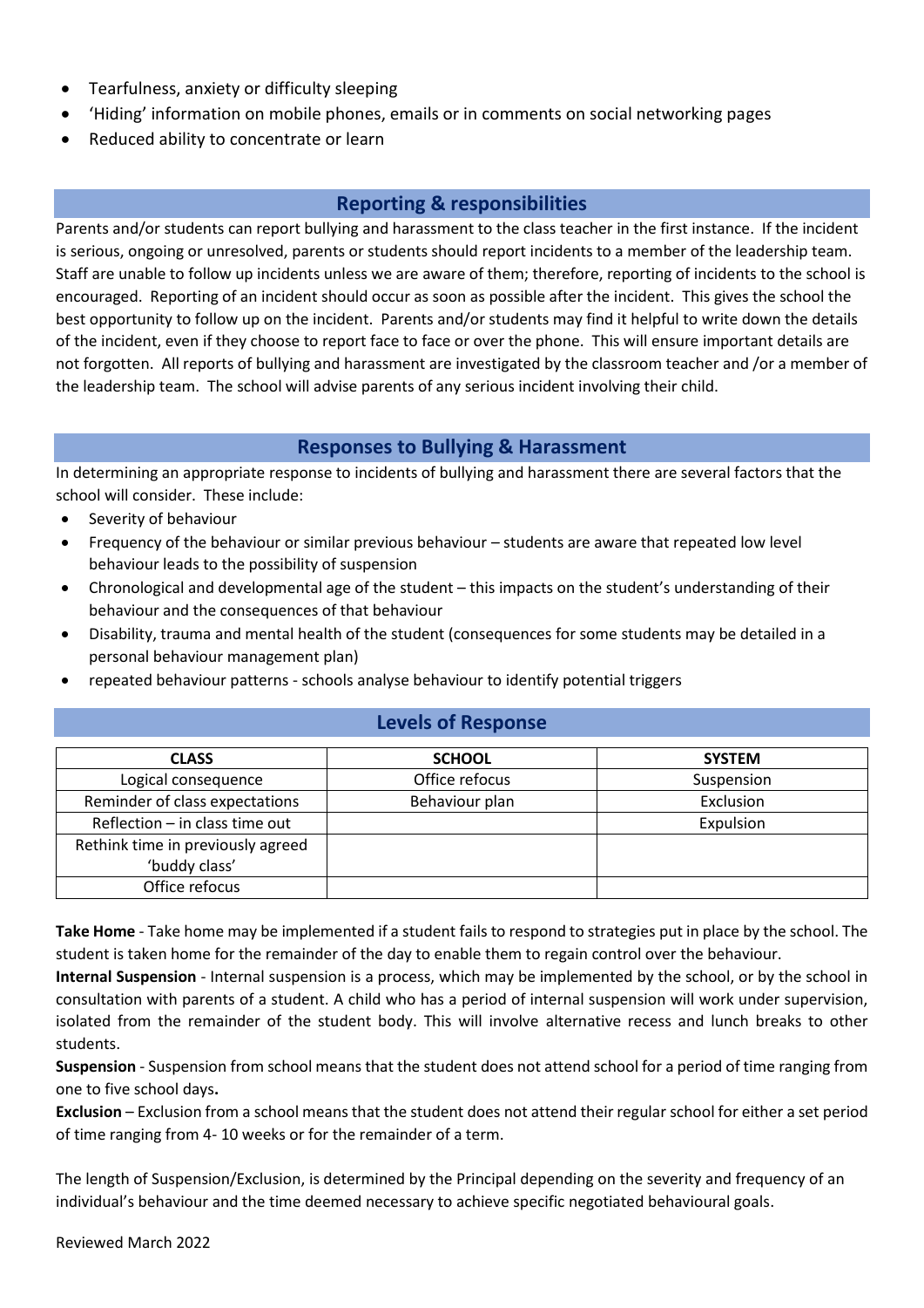- Tearfulness, anxiety or difficulty sleeping
- 'Hiding' information on mobile phones, emails or in comments on social networking pages
- Reduced ability to concentrate or learn

## Reporting & responsibilities

Parents and/or students can report bullying and harassment to the class teacher in the first instance. If the incident is serious, ongoing or unresolved, parents or students should report incidents to a member of the leadership team. Staff are unable to follow up incidents unless we are aware of them; therefore, reporting of incidents to the school is encouraged. Reporting of an incident should occur as soon as possible after the incident. This gives the school the best opportunity to follow up on the incident. Parents and/or students may find it helpful to write down the details of the incident, even if they choose to report face to face or over the phone. This will ensure important details are not forgotten. All reports of bullying and harassment are investigated by the classroom teacher and /or a member of the leadership team. The school will advise parents of any serious incident involving their child.

## Responses to Bullying & Harassment

In determining an appropriate response to incidents of bullying and harassment there are several factors that the school will consider. These include:

- Severity of behaviour
- Frequency of the behaviour or similar previous behaviour – students are aware that repeated low level behaviour leads to the possibility of suspension
- Chronological and developmental age of the student – this impacts on the student's understanding of their behaviour and the consequences of that behaviour
- Disability, trauma and mental health of the student (consequences for some students may be detailed in a personal behaviour management plan)
- repeated behaviour patterns - schools analyse behaviour to identify potential triggers

## Levels of Response

| CLASS | SCHOOL | SYSTEM |
|---|---|---|
| Logical consequence | Office refocus | Suspension |
| Reminder of class expectations | Behaviour plan | Exclusion |
| Reflection – in class time out | | Expulsion |
| Rethink time in previously agreed 'buddy class' | | |
| Office refocus | | |

**Take Home** - Take home may be implemented if a student fails to respond to strategies put in place by the school. The student is taken home for the remainder of the day to enable them to regain control over the behaviour.

**Internal Suspension** - Internal suspension is a process, which may be implemented by the school, or by the school in consultation with parents of a student. A child who has a period of internal suspension will work under supervision, isolated from the remainder of the student body. This will involve alternative recess and lunch breaks to other students.

**Suspension** - Suspension from school means that the student does not attend school for a period of time ranging from one to five school days**.**

**Exclusion** – Exclusion from a school means that the student does not attend their regular school for either a set period of time ranging from 4- 10 weeks or for the remainder of a term.

The length of Suspension/Exclusion, is determined by the Principal depending on the severity and frequency of an individual's behaviour and the time deemed necessary to achieve specific negotiated behavioural goals.

Reviewed March 2022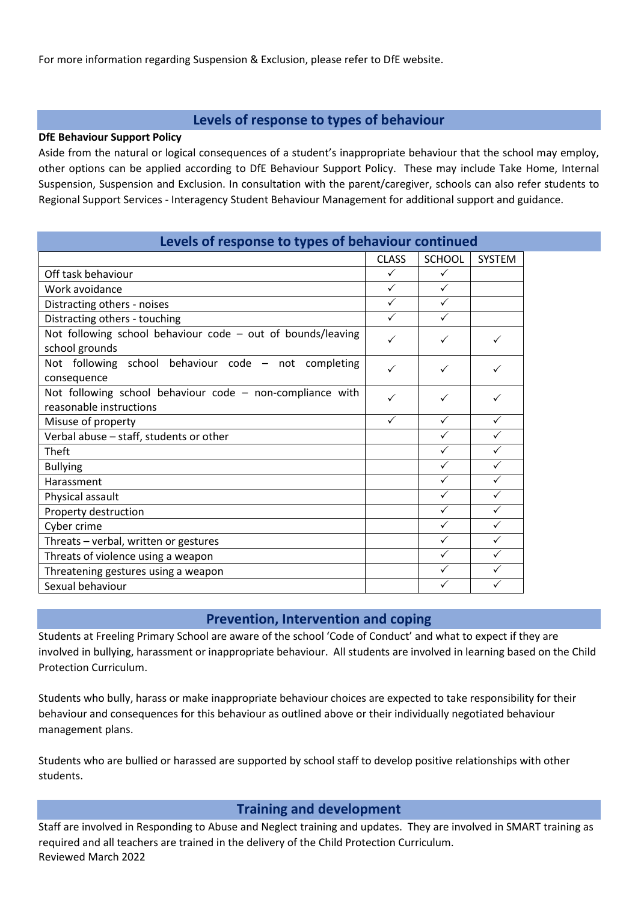For more information regarding Suspension & Exclusion, please refer to DfE website.

## Levels of response to types of behaviour

**DfE Behaviour Support Policy**

Aside from the natural or logical consequences of a student's inappropriate behaviour that the school may employ, other options can be applied according to DfE Behaviour Support Policy. These may include Take Home, Internal Suspension, Suspension and Exclusion. In consultation with the parent/caregiver, schools can also refer students to Regional Support Services - Interagency Student Behaviour Management for additional support and guidance.

## Levels of response to types of behaviour continued

| | CLASS | SCHOOL | SYSTEM |
|---|---|---|---|
| Off task behaviour | ✓ | ✓ | |
| Work avoidance | ✓ | ✓ | |
| Distracting others - noises | ✓ | ✓ | |
| Distracting others - touching | ✓ | ✓ | |
| Not following school behaviour code – out of bounds/leaving school grounds | ✓ | ✓ | ✓ |
| Not following school behaviour code – not completing consequence | ✓ | ✓ | ✓ |
| Not following school behaviour code – non-compliance with reasonable instructions | ✓ | ✓ | ✓ |
| Misuse of property | ✓ | ✓ | ✓ |
| Verbal abuse – staff, students or other | | ✓ | ✓ |
| Theft | | ✓ | ✓ |
| Bullying | | ✓ | ✓ |
| Harassment | | ✓ | ✓ |
| Physical assault | | ✓ | ✓ |
| Property destruction | | ✓ | ✓ |
| Cyber crime | | ✓ | ✓ |
| Threats – verbal, written or gestures | | ✓ | ✓ |
| Threats of violence using a weapon | | ✓ | ✓ |
| Threatening gestures using a weapon | | ✓ | ✓ |
| Sexual behaviour | | ✓ | ✓ |

## Prevention, Intervention and coping

Students at Freeling Primary School are aware of the school 'Code of Conduct' and what to expect if they are involved in bullying, harassment or inappropriate behaviour. All students are involved in learning based on the Child Protection Curriculum.

Students who bully, harass or make inappropriate behaviour choices are expected to take responsibility for their behaviour and consequences for this behaviour as outlined above or their individually negotiated behaviour management plans.

Students who are bullied or harassed are supported by school staff to develop positive relationships with other students.

## Training and development

Staff are involved in Responding to Abuse and Neglect training and updates. They are involved in SMART training as required and all teachers are trained in the delivery of the Child Protection Curriculum.

Reviewed March 2022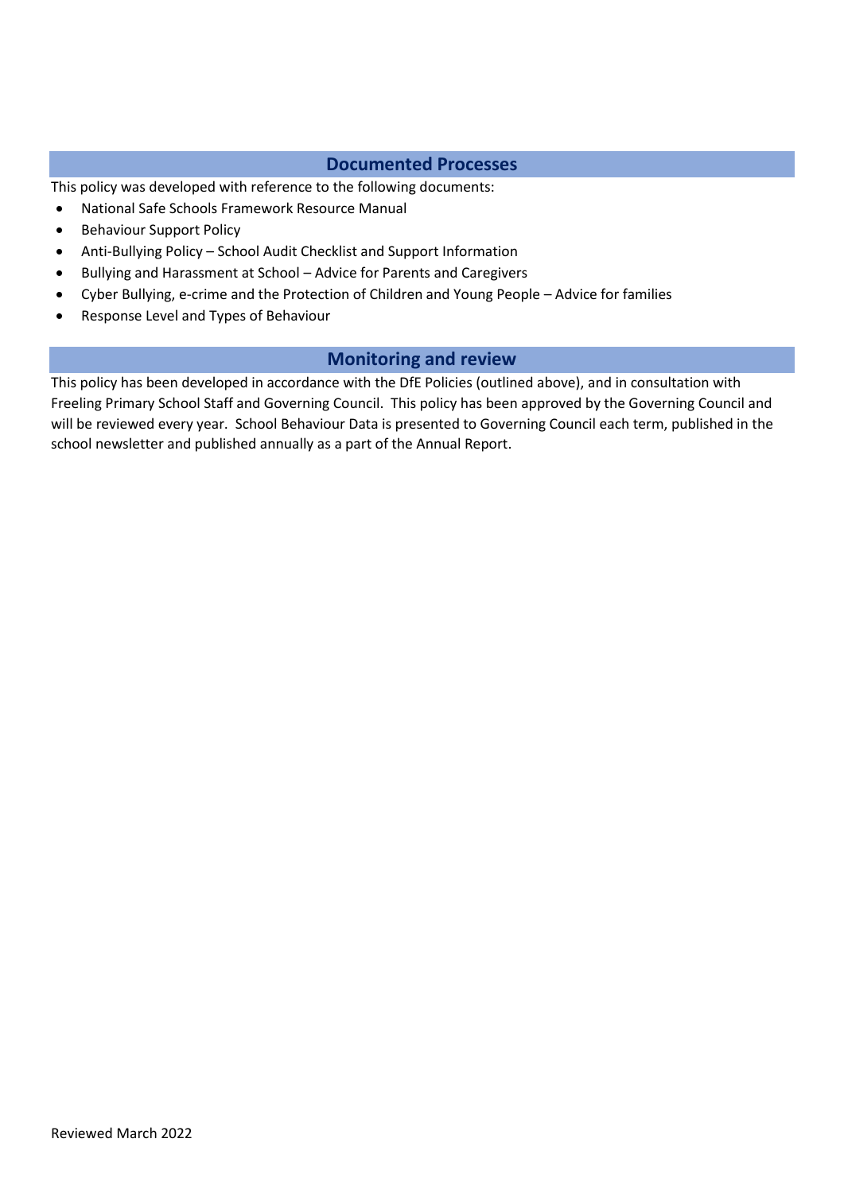## Documented Processes

This policy was developed with reference to the following documents:

- National Safe Schools Framework Resource Manual
- Behaviour Support Policy
- Anti-Bullying Policy – School Audit Checklist and Support Information
- Bullying and Harassment at School – Advice for Parents and Caregivers
- Cyber Bullying, e-crime and the Protection of Children and Young People – Advice for families
- Response Level and Types of Behaviour

## Monitoring and review

This policy has been developed in accordance with the DfE Policies (outlined above), and in consultation with Freeling Primary School Staff and Governing Council. This policy has been approved by the Governing Council and will be reviewed every year. School Behaviour Data is presented to Governing Council each term, published in the school newsletter and published annually as a part of the Annual Report.

Reviewed March 2022